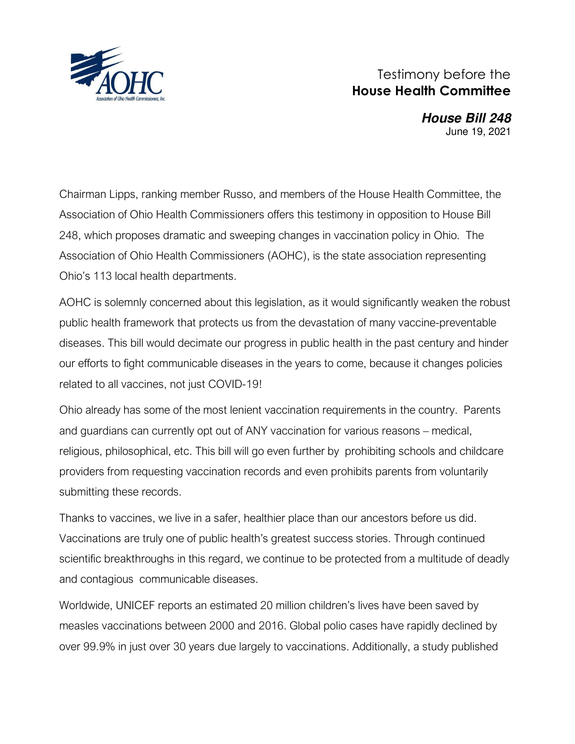AOHC

Association of Ohio Health Commissioners, Inc.

Testimony before the
**House Health Committee**

***House Bill 248***
June 19, 2021

Chairman Lipps, ranking member Russo, and members of the House Health Committee, the Association of Ohio Health Commissioners offers this testimony in opposition to House Bill 248, which proposes dramatic and sweeping changes in vaccination policy in Ohio. The Association of Ohio Health Commissioners (AOHC), is the state association representing Ohio's 113 local health departments.

AOHC is solemnly concerned about this legislation, as it would significantly weaken the robust public health framework that protects us from the devastation of many vaccine-preventable diseases. This bill would decimate our progress in public health in the past century and hinder our efforts to fight communicable diseases in the years to come, because it changes policies related to all vaccines, not just COVID-19!

Ohio already has some of the most lenient vaccination requirements in the country. Parents and guardians can currently opt out of ANY vaccination for various reasons – medical, religious, philosophical, etc. This bill will go even further by prohibiting schools and childcare providers from requesting vaccination records and even prohibits parents from voluntarily submitting these records.

Thanks to vaccines, we live in a safer, healthier place than our ancestors before us did. Vaccinations are truly one of public health's greatest success stories. Through continued scientific breakthroughs in this regard, we continue to be protected from a multitude of deadly and contagious communicable diseases.

Worldwide, UNICEF reports an estimated 20 million children's lives have been saved by measles vaccinations between 2000 and 2016. Global polio cases have rapidly declined by over 99.9% in just over 30 years due largely to vaccinations. Additionally, a study published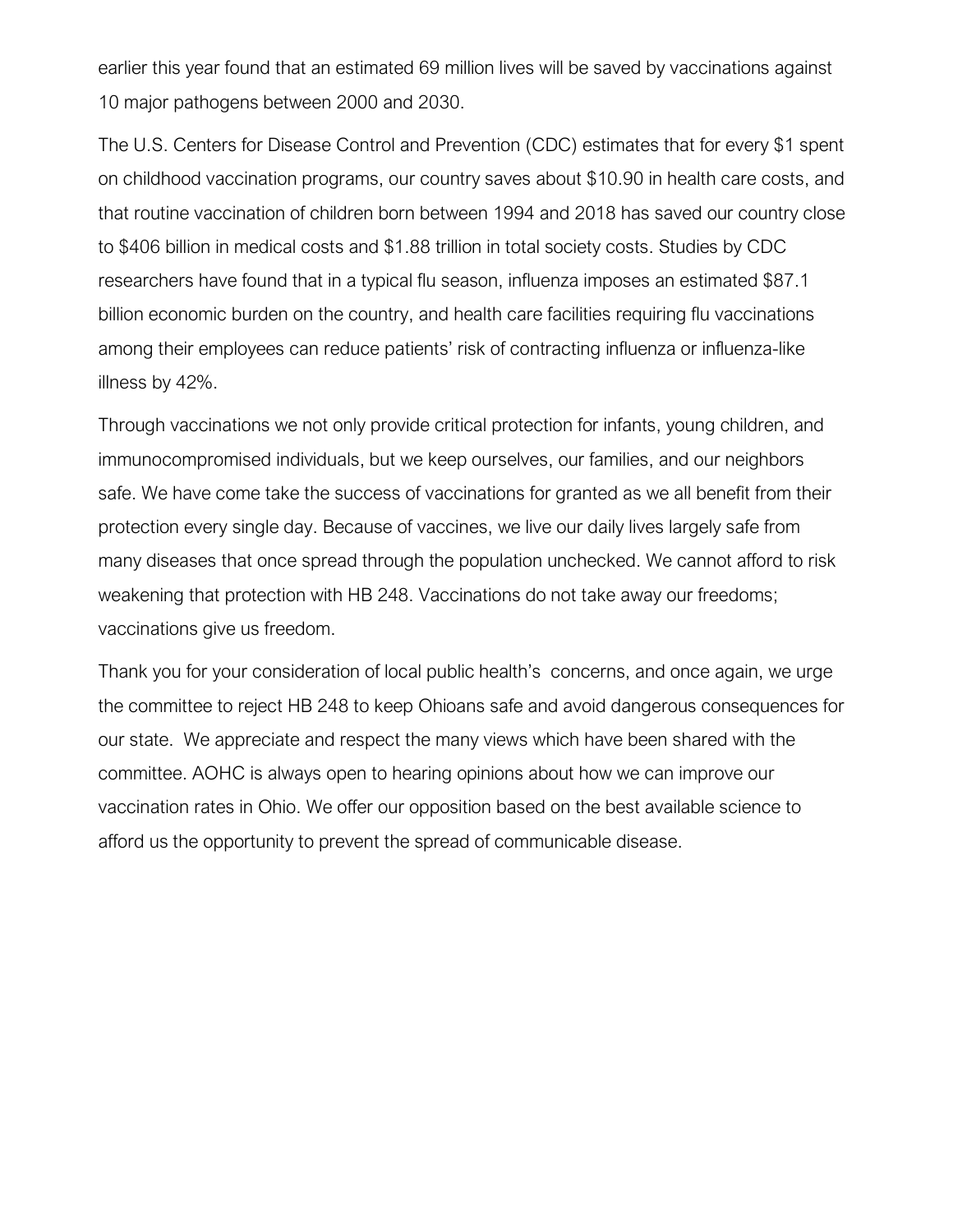earlier this year found that an estimated 69 million lives will be saved by vaccinations against 10 major pathogens between 2000 and 2030.

The U.S. Centers for Disease Control and Prevention (CDC) estimates that for every $1 spent on childhood vaccination programs, our country saves about $10.90 in health care costs, and that routine vaccination of children born between 1994 and 2018 has saved our country close to $406 billion in medical costs and $1.88 trillion in total society costs. Studies by CDC researchers have found that in a typical flu season, influenza imposes an estimated $87.1 billion economic burden on the country, and health care facilities requiring flu vaccinations among their employees can reduce patients' risk of contracting influenza or influenza-like illness by 42%.

Through vaccinations we not only provide critical protection for infants, young children, and immunocompromised individuals, but we keep ourselves, our families, and our neighbors safe. We have come take the success of vaccinations for granted as we all benefit from their protection every single day. Because of vaccines, we live our daily lives largely safe from many diseases that once spread through the population unchecked. We cannot afford to risk weakening that protection with HB 248. Vaccinations do not take away our freedoms; vaccinations give us freedom.

Thank you for your consideration of local public health's concerns, and once again, we urge the committee to reject HB 248 to keep Ohioans safe and avoid dangerous consequences for our state. We appreciate and respect the many views which have been shared with the committee. AOHC is always open to hearing opinions about how we can improve our vaccination rates in Ohio. We offer our opposition based on the best available science to afford us the opportunity to prevent the spread of communicable disease.